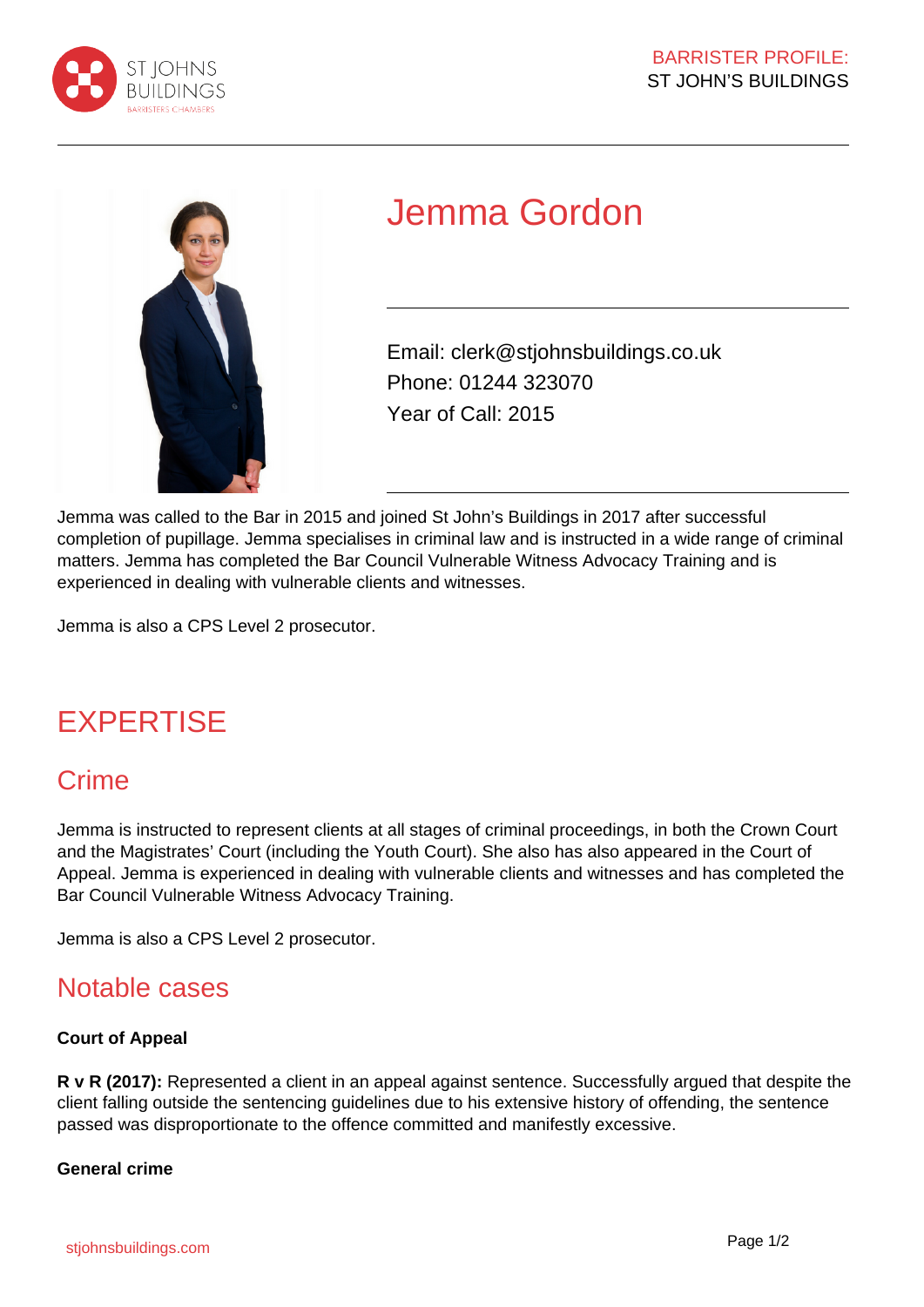# Jemma Gordon

Email: clerk@stjohnsbuildings.co.uk
Phone: 01244 323070
Year of Call: 2015

Jemma was called to the Bar in 2015 and joined St John's Buildings in 2017 after successful completion of pupillage. Jemma specialises in criminal law and is instructed in a wide range of criminal matters. Jemma has completed the Bar Council Vulnerable Witness Advocacy Training and is experienced in dealing with vulnerable clients and witnesses.

Jemma is also a CPS Level 2 prosecutor.

## EXPERTISE

### Crime

Jemma is instructed to represent clients at all stages of criminal proceedings, in both the Crown Court and the Magistrates' Court (including the Youth Court). She also has also appeared in the Court of Appeal. Jemma is experienced in dealing with vulnerable clients and witnesses and has completed the Bar Council Vulnerable Witness Advocacy Training.

Jemma is also a CPS Level 2 prosecutor.

### Notable cases

**Court of Appeal**

**R v R (2017):** Represented a client in an appeal against sentence. Successfully argued that despite the client falling outside the sentencing guidelines due to his extensive history of offending, the sentence passed was disproportionate to the offence committed and manifestly excessive.

**General crime**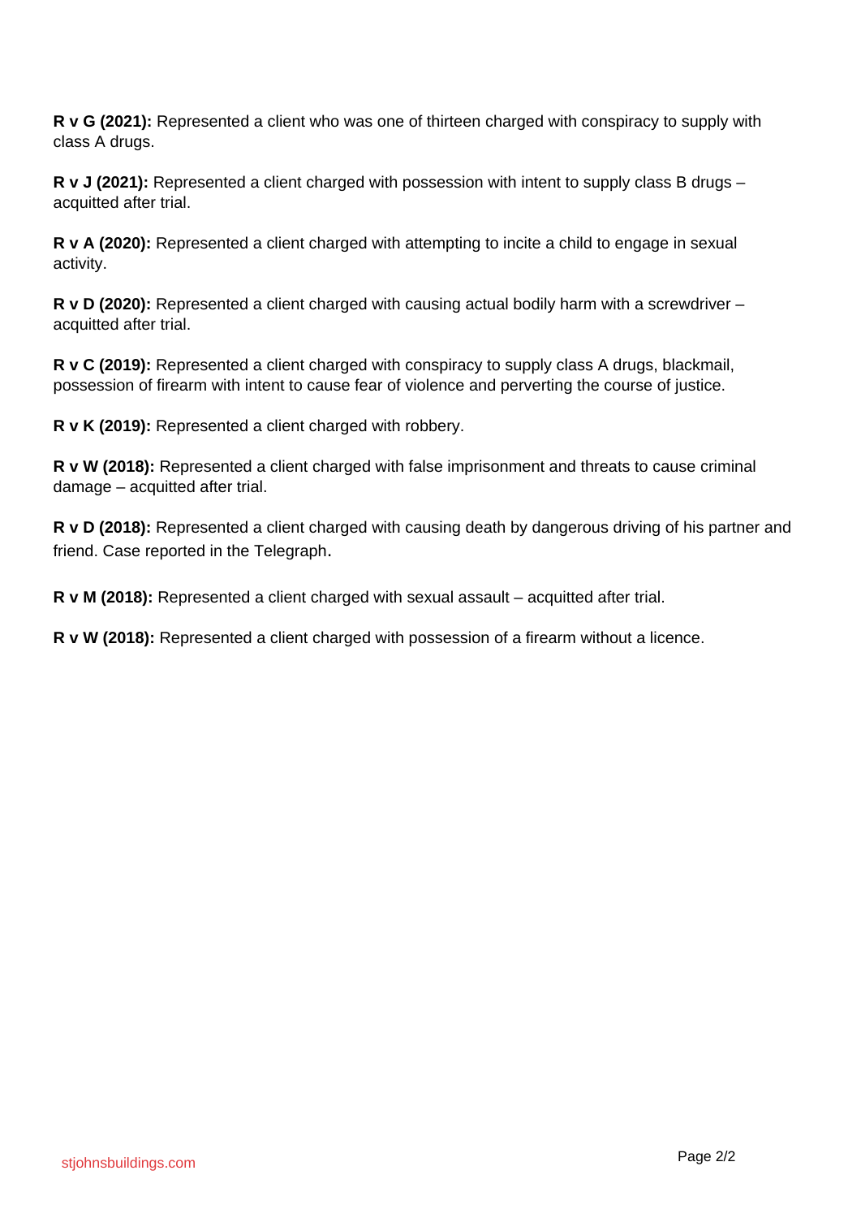**R v G (2021):** Represented a client who was one of thirteen charged with conspiracy to supply with class A drugs.

**R v J (2021):** Represented a client charged with possession with intent to supply class B drugs – acquitted after trial.

**R v A (2020):** Represented a client charged with attempting to incite a child to engage in sexual activity.

**R v D (2020):** Represented a client charged with causing actual bodily harm with a screwdriver – acquitted after trial.

**R v C (2019):** Represented a client charged with conspiracy to supply class A drugs, blackmail, possession of firearm with intent to cause fear of violence and perverting the course of justice.

**R v K (2019):** Represented a client charged with robbery.

**R v W (2018):** Represented a client charged with false imprisonment and threats to cause criminal damage – acquitted after trial.

**R v D (2018):** Represented a client charged with causing death by dangerous driving of his partner and friend. Case reported in the Telegraph.

**R v M (2018):** Represented a client charged with sexual assault – acquitted after trial.

**R v W (2018):** Represented a client charged with possession of a firearm without a licence.